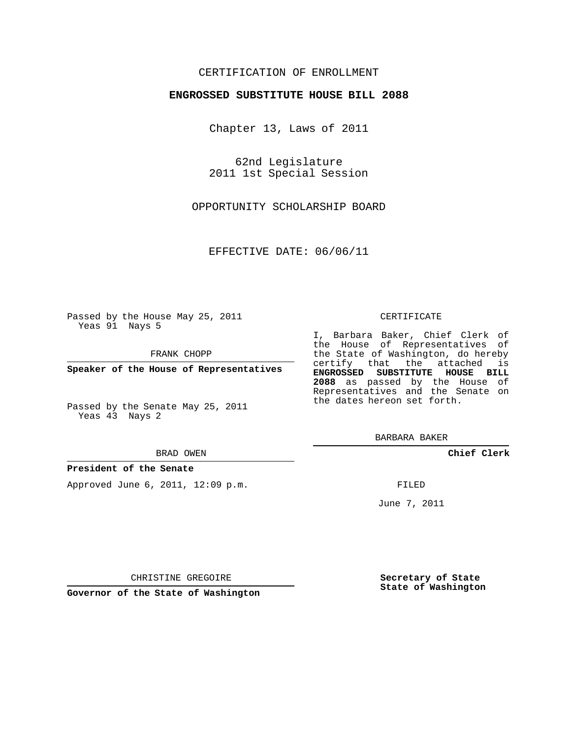CERTIFICATION OF ENROLLMENT

**ENGROSSED SUBSTITUTE HOUSE BILL 2088**

Chapter 13, Laws of 2011

62nd Legislature
2011 1st Special Session

OPPORTUNITY SCHOLARSHIP BOARD

EFFECTIVE DATE: 06/06/11

Passed by the House May 25, 2011
Yeas 91 Nays 5

FRANK CHOPP

**Speaker of the House of Representatives**

Passed by the Senate May 25, 2011
Yeas 43 Nays 2

BRAD OWEN

**President of the Senate**

Approved June 6, 2011, 12:09 p.m.

CHRISTINE GREGOIRE

**Governor of the State of Washington**

CERTIFICATE

I, Barbara Baker, Chief Clerk of the House of Representatives of the State of Washington, do hereby certify that the attached is **ENGROSSED SUBSTITUTE HOUSE BILL 2088** as passed by the House of Representatives and the Senate on the dates hereon set forth.

BARBARA BAKER

**Chief Clerk**

FILED

June 7, 2011

**Secretary of State**
**State of Washington**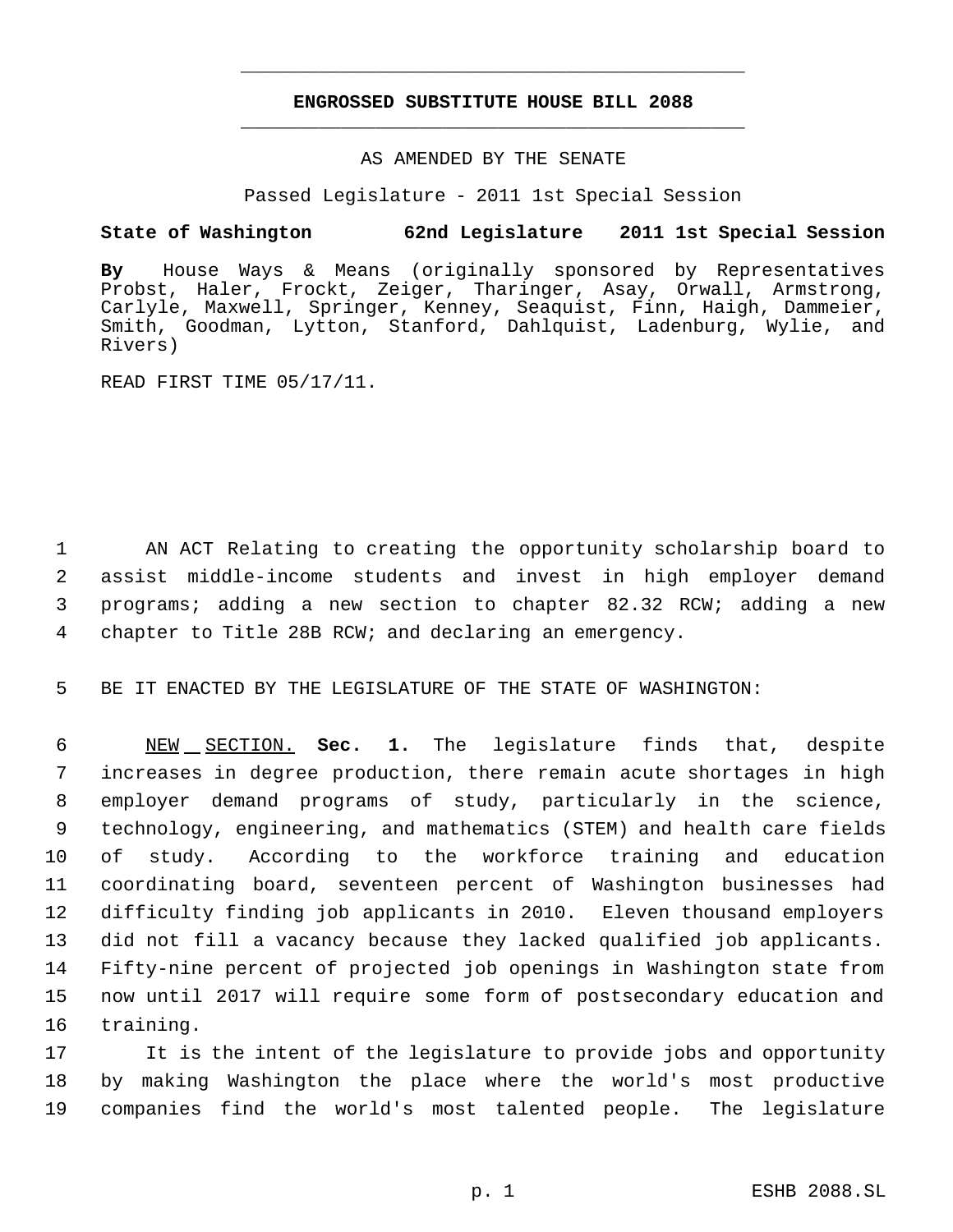# ENGROSSED SUBSTITUTE HOUSE BILL 2088

AS AMENDED BY THE SENATE

Passed Legislature - 2011 1st Special Session

**State of Washington 62nd Legislature 2011 1st Special Session**

**By** House Ways & Means (originally sponsored by Representatives Probst, Haler, Frockt, Zeiger, Tharinger, Asay, Orwall, Armstrong, Carlyle, Maxwell, Springer, Kenney, Seaquist, Finn, Haigh, Dammeier, Smith, Goodman, Lytton, Stanford, Dahlquist, Ladenburg, Wylie, and Rivers)

READ FIRST TIME 05/17/11.

AN ACT Relating to creating the opportunity scholarship board to assist middle-income students and invest in high employer demand programs; adding a new section to chapter 82.32 RCW; adding a new chapter to Title 28B RCW; and declaring an emergency.

BE IT ENACTED BY THE LEGISLATURE OF THE STATE OF WASHINGTON:

NEW SECTION. **Sec. 1.** The legislature finds that, despite increases in degree production, there remain acute shortages in high employer demand programs of study, particularly in the science, technology, engineering, and mathematics (STEM) and health care fields of study. According to the workforce training and education coordinating board, seventeen percent of Washington businesses had difficulty finding job applicants in 2010. Eleven thousand employers did not fill a vacancy because they lacked qualified job applicants. Fifty-nine percent of projected job openings in Washington state from now until 2017 will require some form of postsecondary education and training.

It is the intent of the legislature to provide jobs and opportunity by making Washington the place where the world's most productive companies find the world's most talented people. The legislature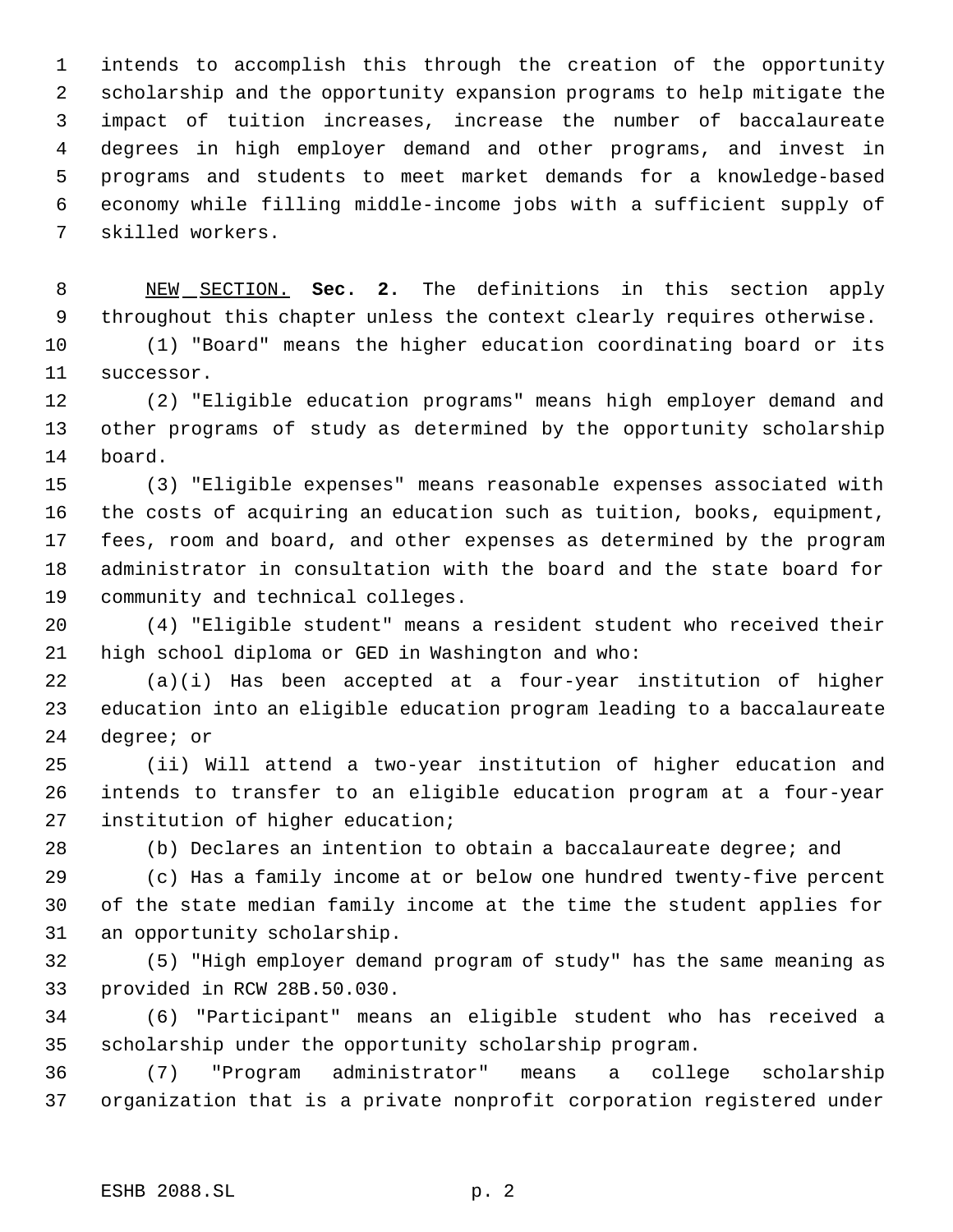intends to accomplish this through the creation of the opportunity scholarship and the opportunity expansion programs to help mitigate the impact of tuition increases, increase the number of baccalaureate degrees in high employer demand and other programs, and invest in programs and students to meet market demands for a knowledge-based economy while filling middle-income jobs with a sufficient supply of skilled workers.

NEW SECTION. **Sec. 2.** The definitions in this section apply throughout this chapter unless the context clearly requires otherwise.

(1) "Board" means the higher education coordinating board or its successor.

(2) "Eligible education programs" means high employer demand and other programs of study as determined by the opportunity scholarship board.

(3) "Eligible expenses" means reasonable expenses associated with the costs of acquiring an education such as tuition, books, equipment, fees, room and board, and other expenses as determined by the program administrator in consultation with the board and the state board for community and technical colleges.

(4) "Eligible student" means a resident student who received their high school diploma or GED in Washington and who:

(a)(i) Has been accepted at a four-year institution of higher education into an eligible education program leading to a baccalaureate degree; or

(ii) Will attend a two-year institution of higher education and intends to transfer to an eligible education program at a four-year institution of higher education;

(b) Declares an intention to obtain a baccalaureate degree; and

(c) Has a family income at or below one hundred twenty-five percent of the state median family income at the time the student applies for an opportunity scholarship.

(5) "High employer demand program of study" has the same meaning as provided in RCW 28B.50.030.

(6) "Participant" means an eligible student who has received a scholarship under the opportunity scholarship program.

(7) "Program administrator" means a college scholarship organization that is a private nonprofit corporation registered under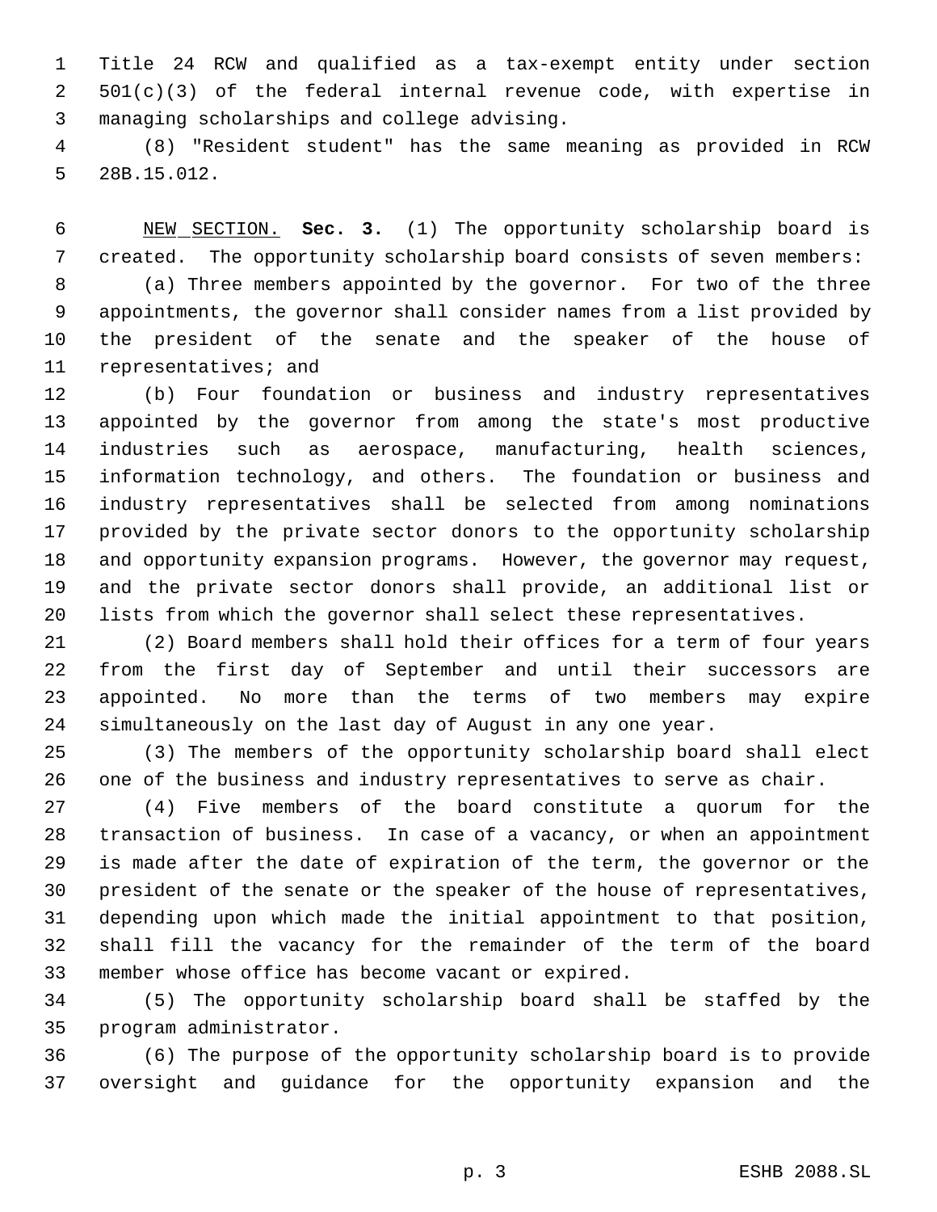Title 24 RCW and qualified as a tax-exempt entity under section 501(c)(3) of the federal internal revenue code, with expertise in managing scholarships and college advising.

(8) "Resident student" has the same meaning as provided in RCW 28B.15.012.

NEW SECTION. **Sec. 3.** (1) The opportunity scholarship board is created. The opportunity scholarship board consists of seven members:

(a) Three members appointed by the governor. For two of the three appointments, the governor shall consider names from a list provided by the president of the senate and the speaker of the house of representatives; and

(b) Four foundation or business and industry representatives appointed by the governor from among the state's most productive industries such as aerospace, manufacturing, health sciences, information technology, and others. The foundation or business and industry representatives shall be selected from among nominations provided by the private sector donors to the opportunity scholarship and opportunity expansion programs. However, the governor may request, and the private sector donors shall provide, an additional list or lists from which the governor shall select these representatives.

(2) Board members shall hold their offices for a term of four years from the first day of September and until their successors are appointed. No more than the terms of two members may expire simultaneously on the last day of August in any one year.

(3) The members of the opportunity scholarship board shall elect one of the business and industry representatives to serve as chair.

(4) Five members of the board constitute a quorum for the transaction of business. In case of a vacancy, or when an appointment is made after the date of expiration of the term, the governor or the president of the senate or the speaker of the house of representatives, depending upon which made the initial appointment to that position, shall fill the vacancy for the remainder of the term of the board member whose office has become vacant or expired.

(5) The opportunity scholarship board shall be staffed by the program administrator.

(6) The purpose of the opportunity scholarship board is to provide oversight and guidance for the opportunity expansion and the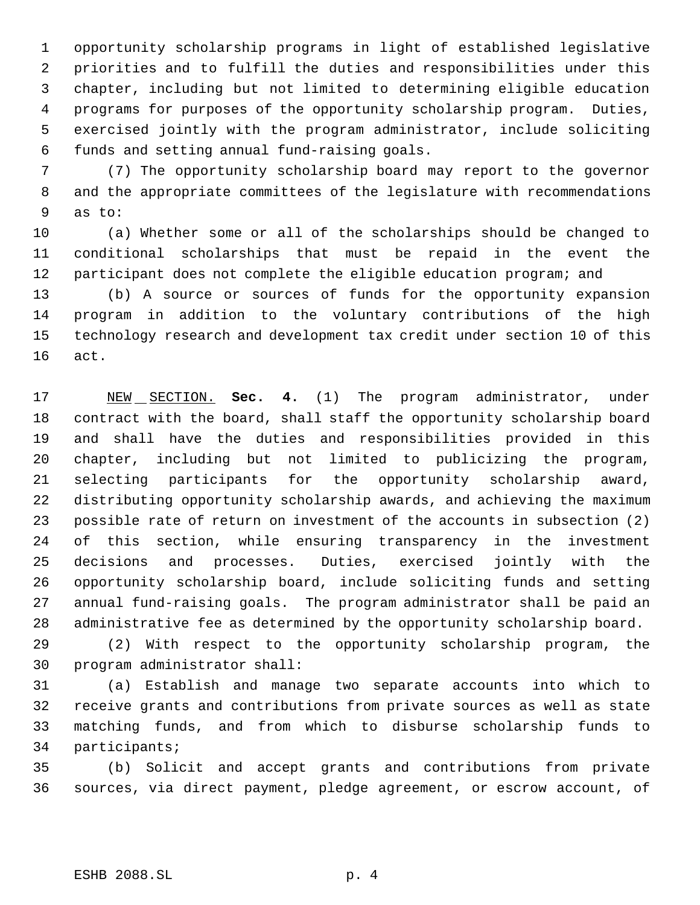opportunity scholarship programs in light of established legislative priorities and to fulfill the duties and responsibilities under this chapter, including but not limited to determining eligible education programs for purposes of the opportunity scholarship program. Duties, exercised jointly with the program administrator, include soliciting funds and setting annual fund-raising goals.

(7) The opportunity scholarship board may report to the governor and the appropriate committees of the legislature with recommendations as to:

(a) Whether some or all of the scholarships should be changed to conditional scholarships that must be repaid in the event the participant does not complete the eligible education program; and

(b) A source or sources of funds for the opportunity expansion program in addition to the voluntary contributions of the high technology research and development tax credit under section 10 of this act.

NEW SECTION. **Sec. 4.** (1) The program administrator, under contract with the board, shall staff the opportunity scholarship board and shall have the duties and responsibilities provided in this chapter, including but not limited to publicizing the program, selecting participants for the opportunity scholarship award, distributing opportunity scholarship awards, and achieving the maximum possible rate of return on investment of the accounts in subsection (2) of this section, while ensuring transparency in the investment decisions and processes. Duties, exercised jointly with the opportunity scholarship board, include soliciting funds and setting annual fund-raising goals. The program administrator shall be paid an administrative fee as determined by the opportunity scholarship board.

(2) With respect to the opportunity scholarship program, the program administrator shall:

(a) Establish and manage two separate accounts into which to receive grants and contributions from private sources as well as state matching funds, and from which to disburse scholarship funds to participants;

(b) Solicit and accept grants and contributions from private sources, via direct payment, pledge agreement, or escrow account, of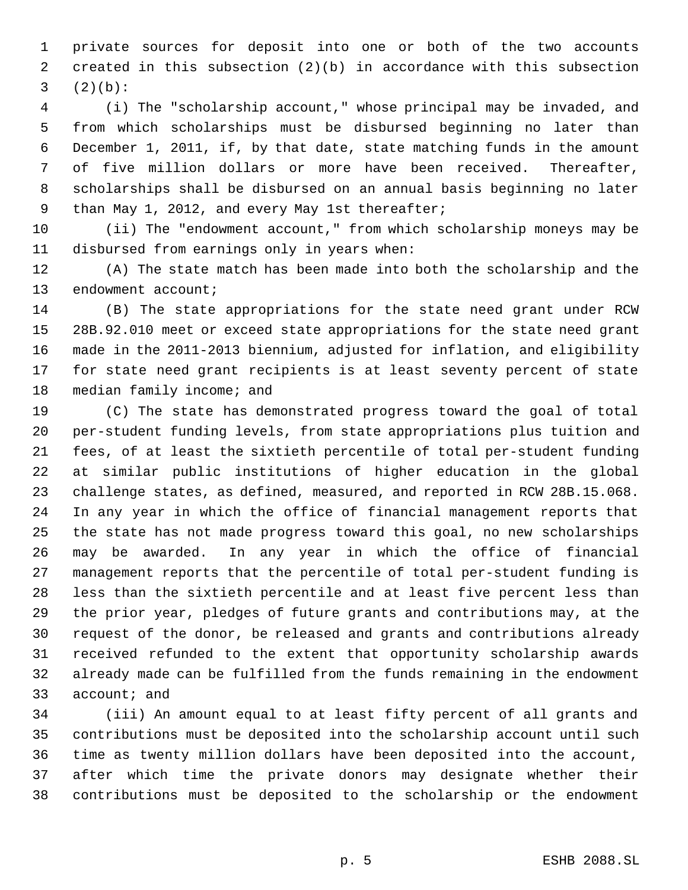private sources for deposit into one or both of the two accounts created in this subsection (2)(b) in accordance with this subsection (2)(b):

(i) The "scholarship account," whose principal may be invaded, and from which scholarships must be disbursed beginning no later than December 1, 2011, if, by that date, state matching funds in the amount of five million dollars or more have been received. Thereafter, scholarships shall be disbursed on an annual basis beginning no later than May 1, 2012, and every May 1st thereafter;

(ii) The "endowment account," from which scholarship moneys may be disbursed from earnings only in years when:

(A) The state match has been made into both the scholarship and the endowment account;

(B) The state appropriations for the state need grant under RCW 28B.92.010 meet or exceed state appropriations for the state need grant made in the 2011-2013 biennium, adjusted for inflation, and eligibility for state need grant recipients is at least seventy percent of state median family income; and

(C) The state has demonstrated progress toward the goal of total per-student funding levels, from state appropriations plus tuition and fees, of at least the sixtieth percentile of total per-student funding at similar public institutions of higher education in the global challenge states, as defined, measured, and reported in RCW 28B.15.068. In any year in which the office of financial management reports that the state has not made progress toward this goal, no new scholarships may be awarded. In any year in which the office of financial management reports that the percentile of total per-student funding is less than the sixtieth percentile and at least five percent less than the prior year, pledges of future grants and contributions may, at the request of the donor, be released and grants and contributions already received refunded to the extent that opportunity scholarship awards already made can be fulfilled from the funds remaining in the endowment account; and

(iii) An amount equal to at least fifty percent of all grants and contributions must be deposited into the scholarship account until such time as twenty million dollars have been deposited into the account, after which time the private donors may designate whether their contributions must be deposited to the scholarship or the endowment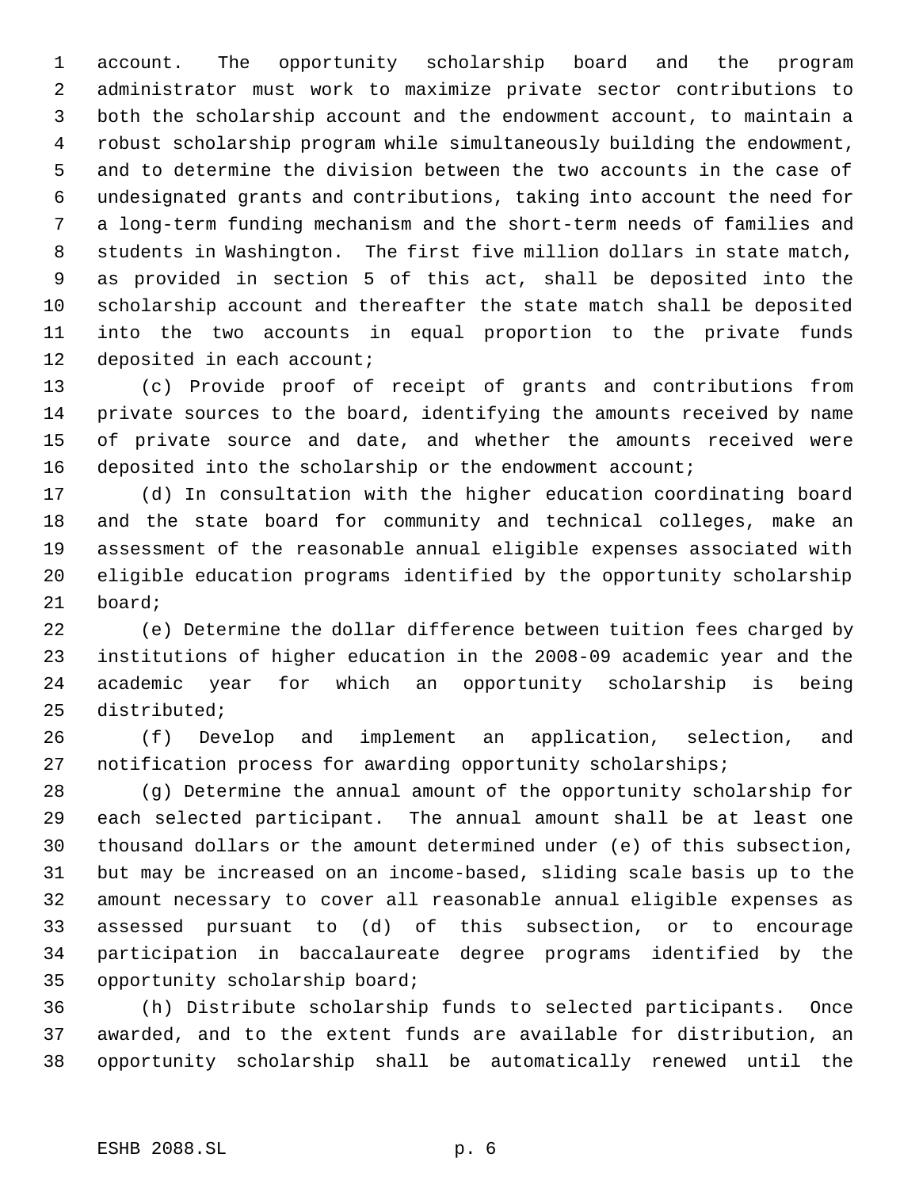account. The opportunity scholarship board and the program administrator must work to maximize private sector contributions to both the scholarship account and the endowment account, to maintain a robust scholarship program while simultaneously building the endowment, and to determine the division between the two accounts in the case of undesignated grants and contributions, taking into account the need for a long-term funding mechanism and the short-term needs of families and students in Washington. The first five million dollars in state match, as provided in section 5 of this act, shall be deposited into the scholarship account and thereafter the state match shall be deposited into the two accounts in equal proportion to the private funds deposited in each account;

(c) Provide proof of receipt of grants and contributions from private sources to the board, identifying the amounts received by name of private source and date, and whether the amounts received were deposited into the scholarship or the endowment account;

(d) In consultation with the higher education coordinating board and the state board for community and technical colleges, make an assessment of the reasonable annual eligible expenses associated with eligible education programs identified by the opportunity scholarship board;

(e) Determine the dollar difference between tuition fees charged by institutions of higher education in the 2008-09 academic year and the academic year for which an opportunity scholarship is being distributed;

(f) Develop and implement an application, selection, and notification process for awarding opportunity scholarships;

(g) Determine the annual amount of the opportunity scholarship for each selected participant. The annual amount shall be at least one thousand dollars or the amount determined under (e) of this subsection, but may be increased on an income-based, sliding scale basis up to the amount necessary to cover all reasonable annual eligible expenses as assessed pursuant to (d) of this subsection, or to encourage participation in baccalaureate degree programs identified by the opportunity scholarship board;

(h) Distribute scholarship funds to selected participants. Once awarded, and to the extent funds are available for distribution, an opportunity scholarship shall be automatically renewed until the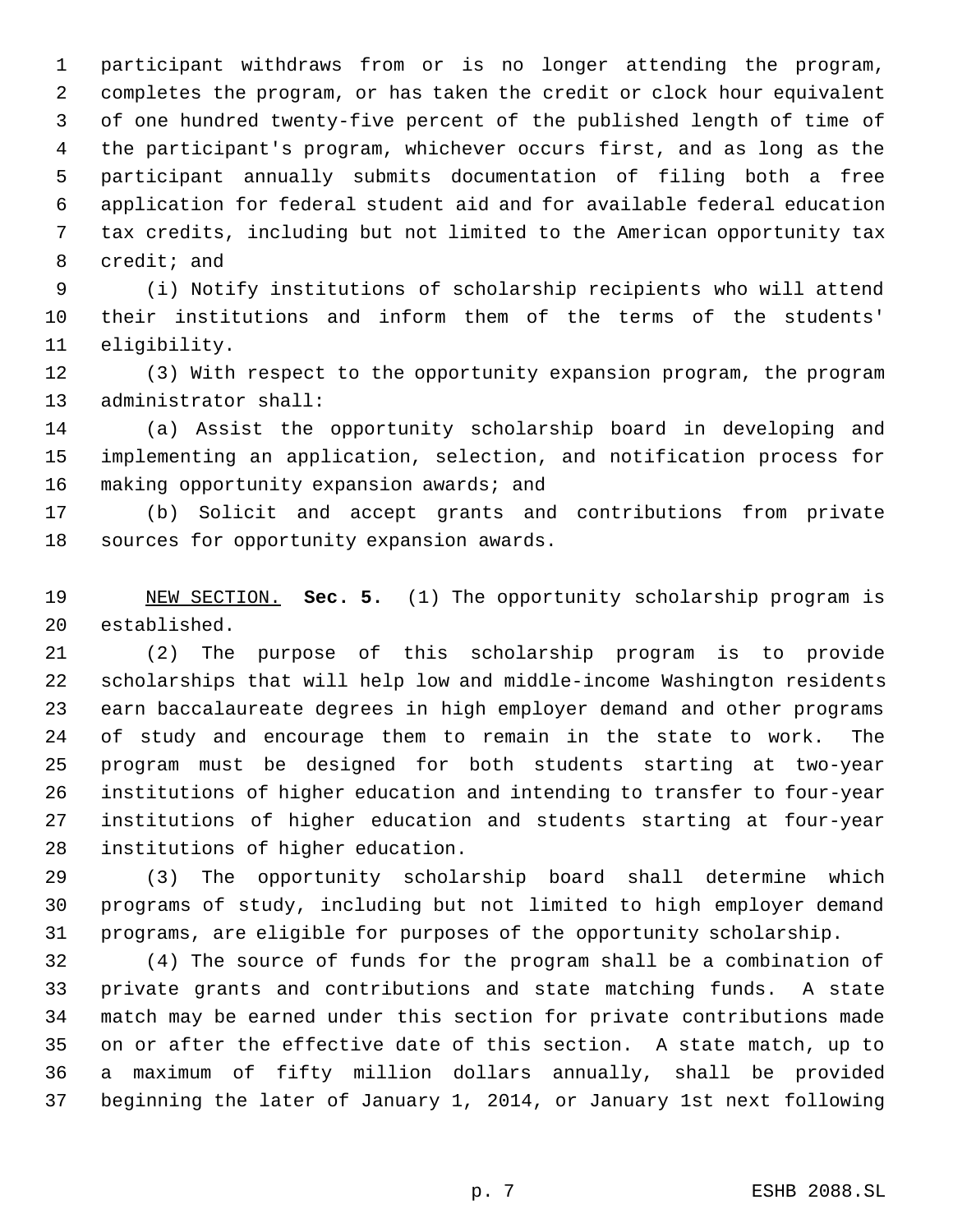participant withdraws from or is no longer attending the program, completes the program, or has taken the credit or clock hour equivalent of one hundred twenty-five percent of the published length of time of the participant's program, whichever occurs first, and as long as the participant annually submits documentation of filing both a free application for federal student aid and for available federal education tax credits, including but not limited to the American opportunity tax credit; and

(i) Notify institutions of scholarship recipients who will attend their institutions and inform them of the terms of the students' eligibility.

(3) With respect to the opportunity expansion program, the program administrator shall:

(a) Assist the opportunity scholarship board in developing and implementing an application, selection, and notification process for making opportunity expansion awards; and

(b) Solicit and accept grants and contributions from private sources for opportunity expansion awards.

NEW SECTION. **Sec. 5.** (1) The opportunity scholarship program is established.

(2) The purpose of this scholarship program is to provide scholarships that will help low and middle-income Washington residents earn baccalaureate degrees in high employer demand and other programs of study and encourage them to remain in the state to work. The program must be designed for both students starting at two-year institutions of higher education and intending to transfer to four-year institutions of higher education and students starting at four-year institutions of higher education.

(3) The opportunity scholarship board shall determine which programs of study, including but not limited to high employer demand programs, are eligible for purposes of the opportunity scholarship.

(4) The source of funds for the program shall be a combination of private grants and contributions and state matching funds. A state match may be earned under this section for private contributions made on or after the effective date of this section. A state match, up to a maximum of fifty million dollars annually, shall be provided beginning the later of January 1, 2014, or January 1st next following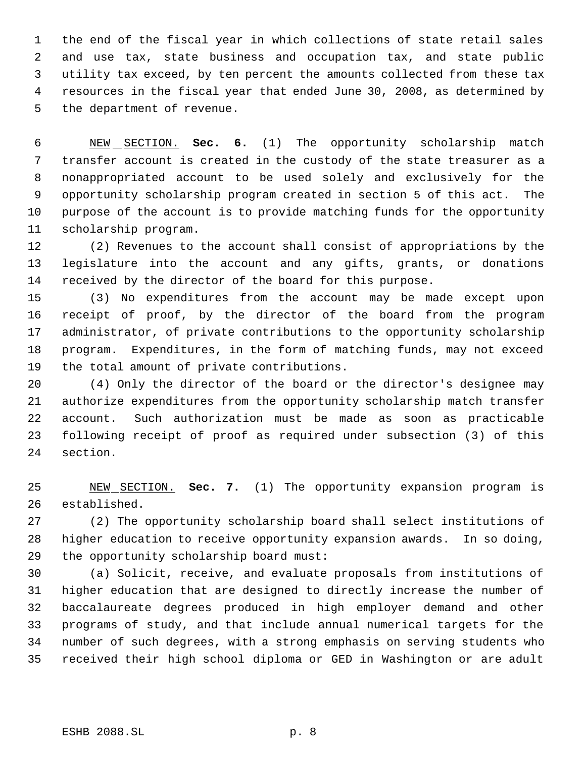the end of the fiscal year in which collections of state retail sales and use tax, state business and occupation tax, and state public utility tax exceed, by ten percent the amounts collected from these tax resources in the fiscal year that ended June 30, 2008, as determined by the department of revenue.

NEW SECTION. **Sec. 6.** (1) The opportunity scholarship match transfer account is created in the custody of the state treasurer as a nonappropriated account to be used solely and exclusively for the opportunity scholarship program created in section 5 of this act. The purpose of the account is to provide matching funds for the opportunity scholarship program.

(2) Revenues to the account shall consist of appropriations by the legislature into the account and any gifts, grants, or donations received by the director of the board for this purpose.

(3) No expenditures from the account may be made except upon receipt of proof, by the director of the board from the program administrator, of private contributions to the opportunity scholarship program. Expenditures, in the form of matching funds, may not exceed the total amount of private contributions.

(4) Only the director of the board or the director's designee may authorize expenditures from the opportunity scholarship match transfer account. Such authorization must be made as soon as practicable following receipt of proof as required under subsection (3) of this section.

NEW SECTION. **Sec. 7.** (1) The opportunity expansion program is established.

(2) The opportunity scholarship board shall select institutions of higher education to receive opportunity expansion awards. In so doing, the opportunity scholarship board must:

(a) Solicit, receive, and evaluate proposals from institutions of higher education that are designed to directly increase the number of baccalaureate degrees produced in high employer demand and other programs of study, and that include annual numerical targets for the number of such degrees, with a strong emphasis on serving students who received their high school diploma or GED in Washington or are adult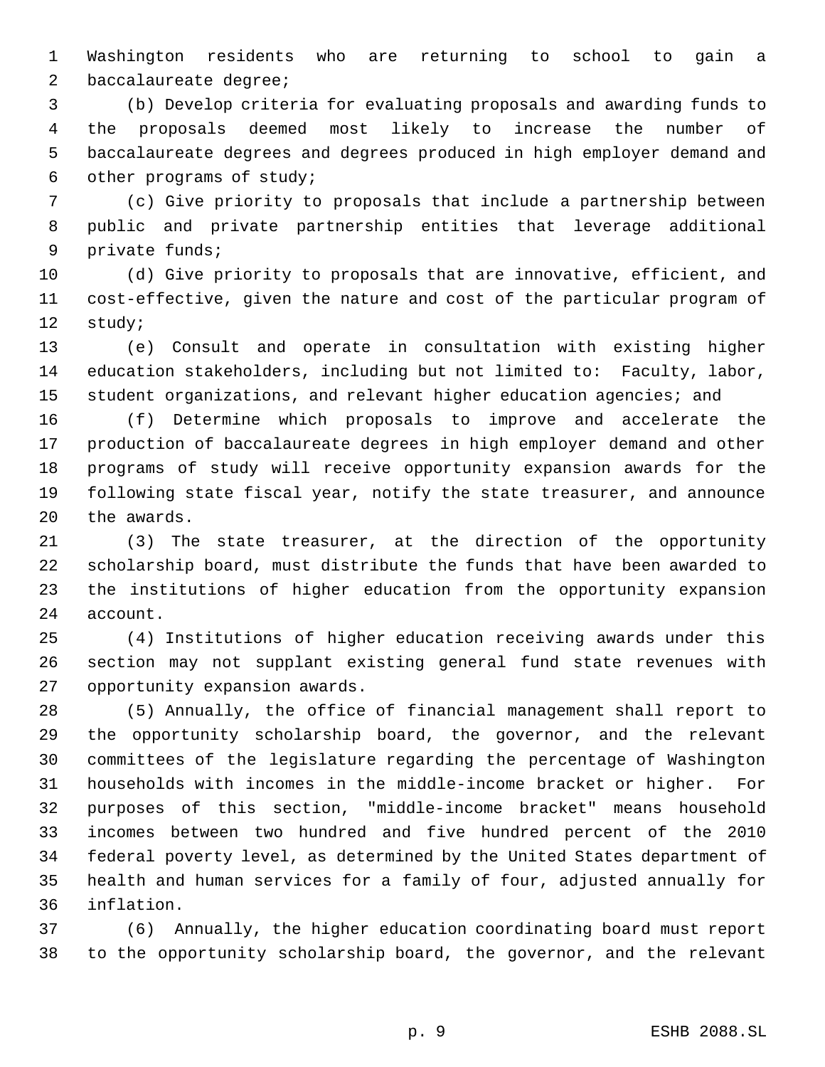Washington residents who are returning to school to gain a baccalaureate degree;

(b) Develop criteria for evaluating proposals and awarding funds to the proposals deemed most likely to increase the number of baccalaureate degrees and degrees produced in high employer demand and other programs of study;

(c) Give priority to proposals that include a partnership between public and private partnership entities that leverage additional private funds;

(d) Give priority to proposals that are innovative, efficient, and cost-effective, given the nature and cost of the particular program of study;

(e) Consult and operate in consultation with existing higher education stakeholders, including but not limited to: Faculty, labor, student organizations, and relevant higher education agencies; and

(f) Determine which proposals to improve and accelerate the production of baccalaureate degrees in high employer demand and other programs of study will receive opportunity expansion awards for the following state fiscal year, notify the state treasurer, and announce the awards.

(3) The state treasurer, at the direction of the opportunity scholarship board, must distribute the funds that have been awarded to the institutions of higher education from the opportunity expansion account.

(4) Institutions of higher education receiving awards under this section may not supplant existing general fund state revenues with opportunity expansion awards.

(5) Annually, the office of financial management shall report to the opportunity scholarship board, the governor, and the relevant committees of the legislature regarding the percentage of Washington households with incomes in the middle-income bracket or higher. For purposes of this section, "middle-income bracket" means household incomes between two hundred and five hundred percent of the 2010 federal poverty level, as determined by the United States department of health and human services for a family of four, adjusted annually for inflation.

(6) Annually, the higher education coordinating board must report to the opportunity scholarship board, the governor, and the relevant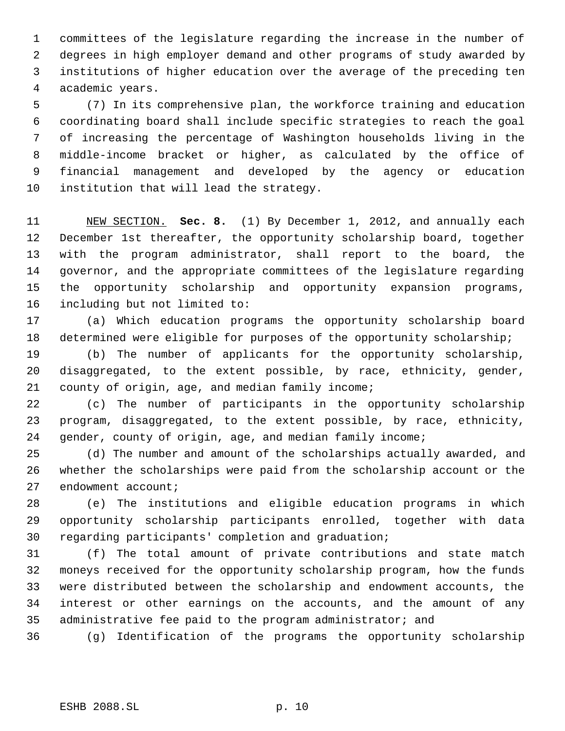committees of the legislature regarding the increase in the number of degrees in high employer demand and other programs of study awarded by institutions of higher education over the average of the preceding ten academic years.

(7) In its comprehensive plan, the workforce training and education coordinating board shall include specific strategies to reach the goal of increasing the percentage of Washington households living in the middle-income bracket or higher, as calculated by the office of financial management and developed by the agency or education institution that will lead the strategy.

NEW SECTION. **Sec. 8.** (1) By December 1, 2012, and annually each December 1st thereafter, the opportunity scholarship board, together with the program administrator, shall report to the board, the governor, and the appropriate committees of the legislature regarding the opportunity scholarship and opportunity expansion programs, including but not limited to:

(a) Which education programs the opportunity scholarship board determined were eligible for purposes of the opportunity scholarship;

(b) The number of applicants for the opportunity scholarship, disaggregated, to the extent possible, by race, ethnicity, gender, county of origin, age, and median family income;

(c) The number of participants in the opportunity scholarship program, disaggregated, to the extent possible, by race, ethnicity, gender, county of origin, age, and median family income;

(d) The number and amount of the scholarships actually awarded, and whether the scholarships were paid from the scholarship account or the endowment account;

(e) The institutions and eligible education programs in which opportunity scholarship participants enrolled, together with data regarding participants' completion and graduation;

(f) The total amount of private contributions and state match moneys received for the opportunity scholarship program, how the funds were distributed between the scholarship and endowment accounts, the interest or other earnings on the accounts, and the amount of any administrative fee paid to the program administrator; and

(g) Identification of the programs the opportunity scholarship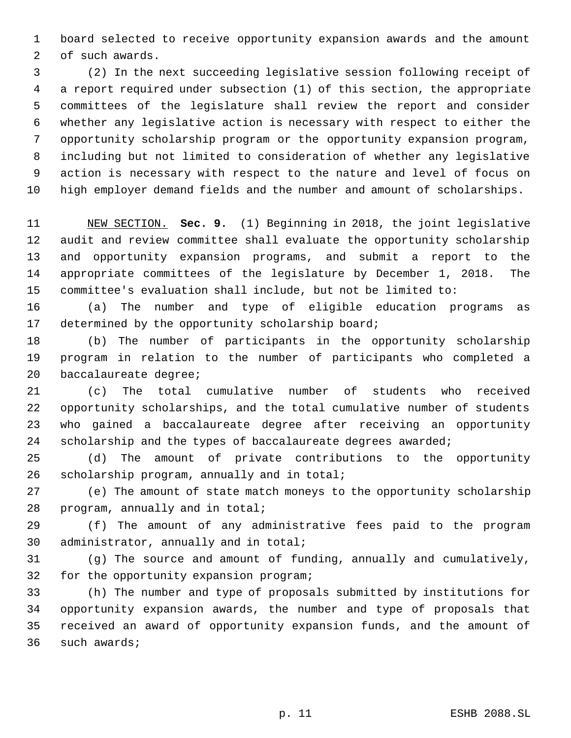board selected to receive opportunity expansion awards and the amount of such awards.

(2) In the next succeeding legislative session following receipt of a report required under subsection (1) of this section, the appropriate committees of the legislature shall review the report and consider whether any legislative action is necessary with respect to either the opportunity scholarship program or the opportunity expansion program, including but not limited to consideration of whether any legislative action is necessary with respect to the nature and level of focus on high employer demand fields and the number and amount of scholarships.

NEW SECTION. **Sec. 9.** (1) Beginning in 2018, the joint legislative audit and review committee shall evaluate the opportunity scholarship and opportunity expansion programs, and submit a report to the appropriate committees of the legislature by December 1, 2018. The committee's evaluation shall include, but not be limited to:

(a) The number and type of eligible education programs as determined by the opportunity scholarship board;

(b) The number of participants in the opportunity scholarship program in relation to the number of participants who completed a baccalaureate degree;

(c) The total cumulative number of students who received opportunity scholarships, and the total cumulative number of students who gained a baccalaureate degree after receiving an opportunity scholarship and the types of baccalaureate degrees awarded;

(d) The amount of private contributions to the opportunity scholarship program, annually and in total;

(e) The amount of state match moneys to the opportunity scholarship program, annually and in total;

(f) The amount of any administrative fees paid to the program administrator, annually and in total;

(g) The source and amount of funding, annually and cumulatively, for the opportunity expansion program;

(h) The number and type of proposals submitted by institutions for opportunity expansion awards, the number and type of proposals that received an award of opportunity expansion funds, and the amount of such awards;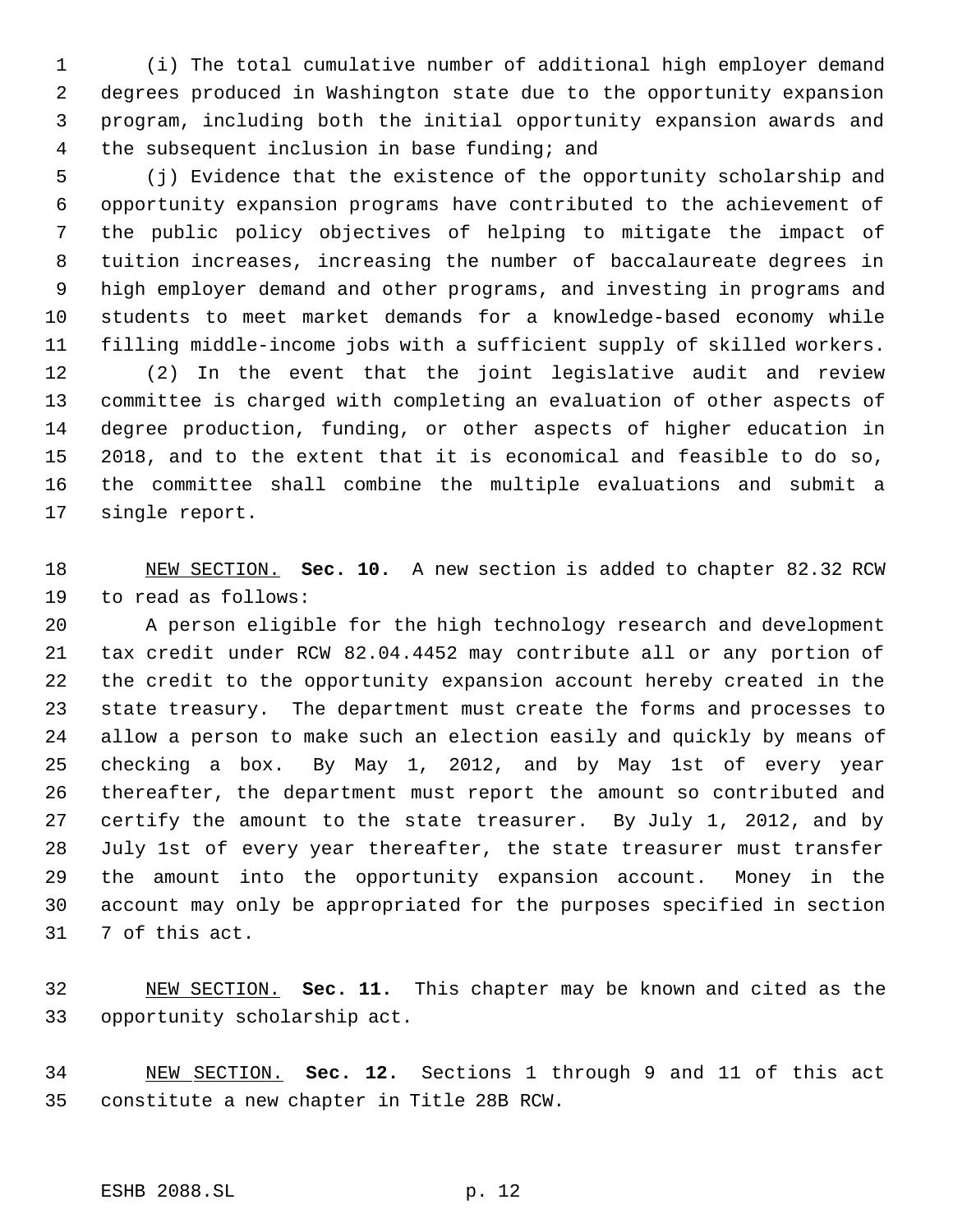(i) The total cumulative number of additional high employer demand degrees produced in Washington state due to the opportunity expansion program, including both the initial opportunity expansion awards and the subsequent inclusion in base funding; and

(j) Evidence that the existence of the opportunity scholarship and opportunity expansion programs have contributed to the achievement of the public policy objectives of helping to mitigate the impact of tuition increases, increasing the number of baccalaureate degrees in high employer demand and other programs, and investing in programs and students to meet market demands for a knowledge-based economy while filling middle-income jobs with a sufficient supply of skilled workers.

(2) In the event that the joint legislative audit and review committee is charged with completing an evaluation of other aspects of degree production, funding, or other aspects of higher education in 2018, and to the extent that it is economical and feasible to do so, the committee shall combine the multiple evaluations and submit a single report.

NEW SECTION. **Sec. 10.** A new section is added to chapter 82.32 RCW to read as follows:

A person eligible for the high technology research and development tax credit under RCW 82.04.4452 may contribute all or any portion of the credit to the opportunity expansion account hereby created in the state treasury. The department must create the forms and processes to allow a person to make such an election easily and quickly by means of checking a box. By May 1, 2012, and by May 1st of every year thereafter, the department must report the amount so contributed and certify the amount to the state treasurer. By July 1, 2012, and by July 1st of every year thereafter, the state treasurer must transfer the amount into the opportunity expansion account. Money in the account may only be appropriated for the purposes specified in section 7 of this act.

NEW SECTION. **Sec. 11.** This chapter may be known and cited as the opportunity scholarship act.

NEW SECTION. **Sec. 12.** Sections 1 through 9 and 11 of this act constitute a new chapter in Title 28B RCW.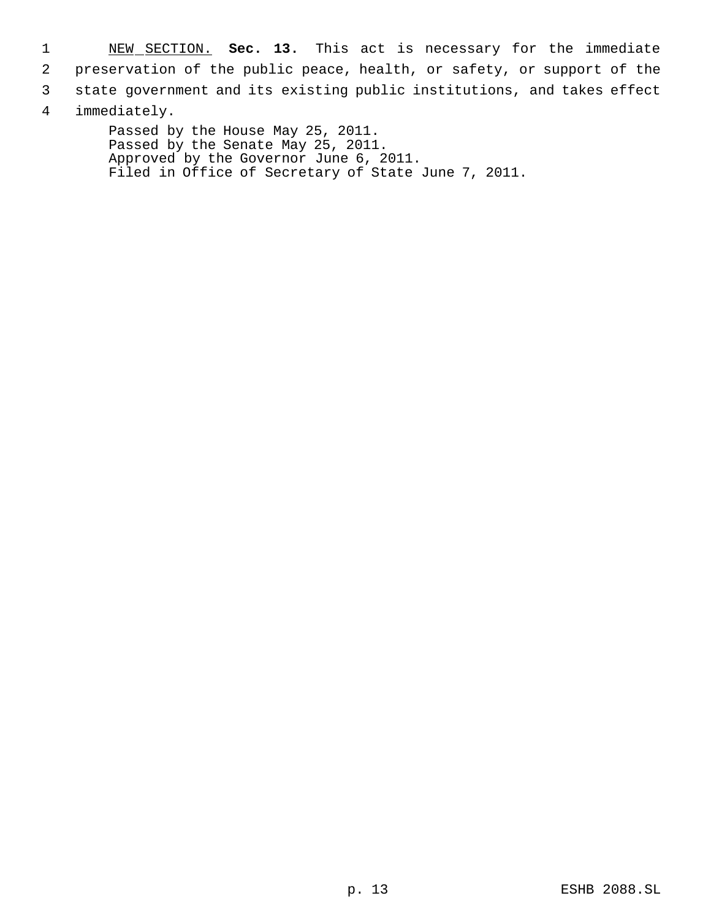NEW SECTION. **Sec. 13.** This act is necessary for the immediate preservation of the public peace, health, or safety, or support of the state government and its existing public institutions, and takes effect immediately.

Passed by the House May 25, 2011.
Passed by the Senate May 25, 2011.
Approved by the Governor June 6, 2011.
Filed in Office of Secretary of State June 7, 2011.